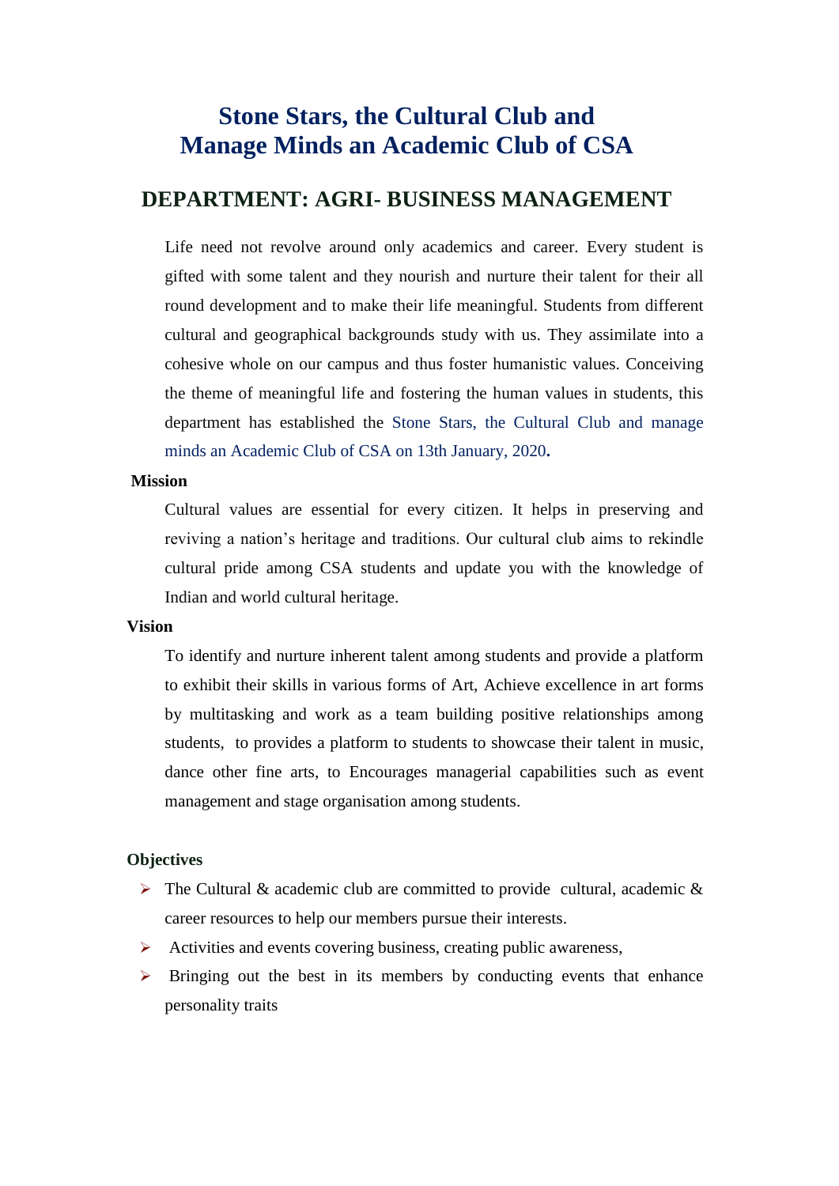# Stone Stars, the Cultural Club and Manage Minds an Academic Club of CSA

## DEPARTMENT: AGRI- BUSINESS MANAGEMENT

Life need not revolve around only academics and career. Every student is gifted with some talent and they nourish and nurture their talent for their all round development and to make their life meaningful. Students from different cultural and geographical backgrounds study with us. They assimilate into a cohesive whole on our campus and thus foster humanistic values. Conceiving the theme of meaningful life and fostering the human values in students, this department has established the Stone Stars, the Cultural Club and manage minds an Academic Club of CSA on 13th January, 2020**.**

**Mission**

Cultural values are essential for every citizen. It helps in preserving and reviving a nation's heritage and traditions. Our cultural club aims to rekindle cultural pride among CSA students and update you with the knowledge of Indian and world cultural heritage.

**Vision**

To identify and nurture inherent talent among students and provide a platform to exhibit their skills in various forms of Art, Achieve excellence in art forms by multitasking and work as a team building positive relationships among students, to provides a platform to students to showcase their talent in music, dance other fine arts, to Encourages managerial capabilities such as event management and stage organisation among students.

**Objectives**

- The Cultural & academic club are committed to provide cultural, academic & career resources to help our members pursue their interests.
- Activities and events covering business, creating public awareness,
- Bringing out the best in its members by conducting events that enhance personality traits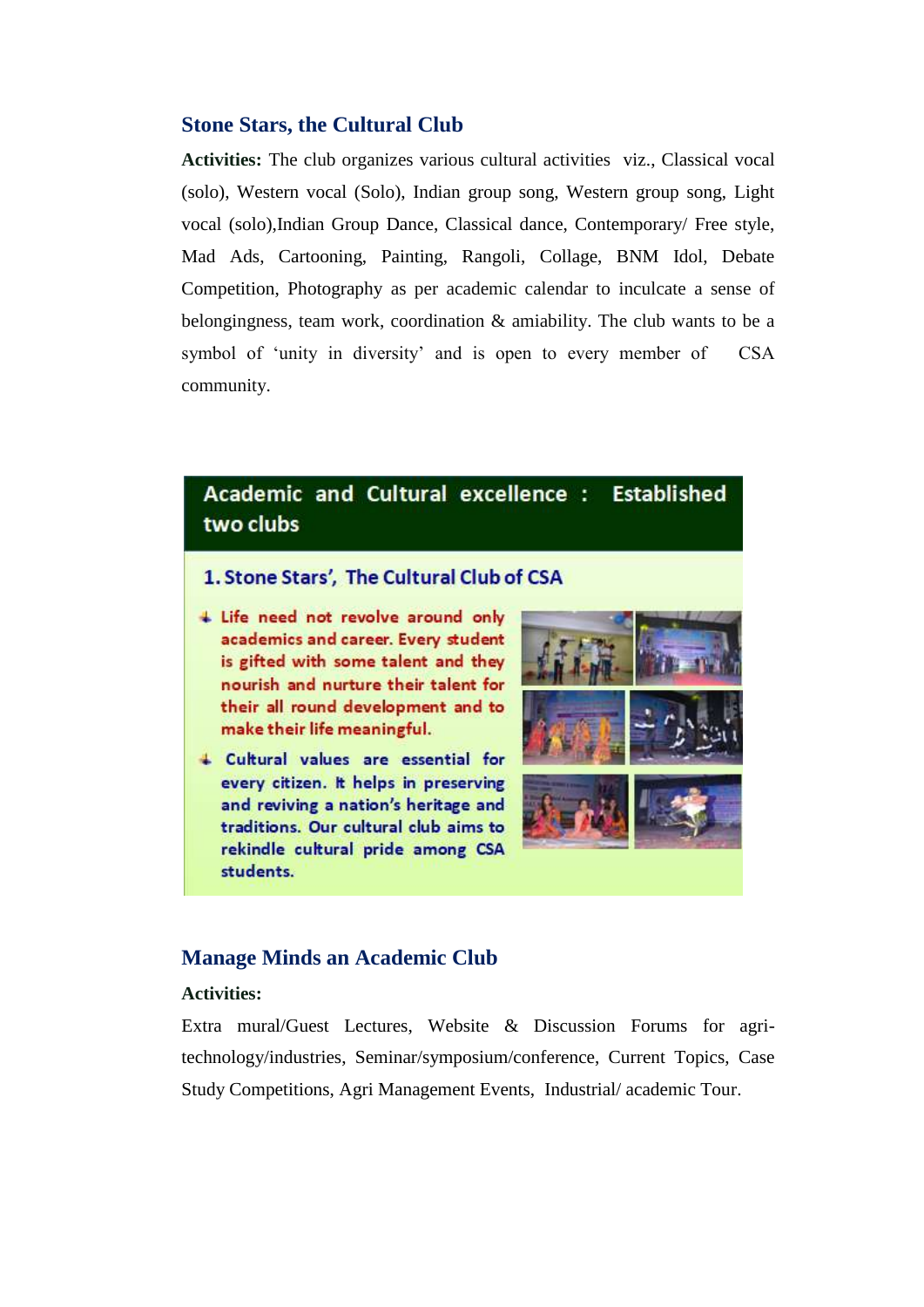## Stone Stars, the Cultural Club

**Activities:** The club organizes various cultural activities viz., Classical vocal (solo), Western vocal (Solo), Indian group song, Western group song, Light vocal (solo),Indian Group Dance, Classical dance, Contemporary/ Free style, Mad Ads, Cartooning, Painting, Rangoli, Collage, BNM Idol, Debate Competition, Photography as per academic calendar to inculcate a sense of belongingness, team work, coordination & amiability. The club wants to be a symbol of 'unity in diversity' and is open to every member of CSA community.

**Academic and Cultural excellence : Established two clubs**

**1. Stone Stars', The Cultural Club of CSA**

- Life need not revolve around only academics and career. Every student is gifted with some talent and they nourish and nurture their talent for their all round development and to make their life meaningful.
- Cultural values are essential for every citizen. It helps in preserving and reviving a nation's heritage and traditions. Our cultural club aims to rekindle cultural pride among CSA students.

## Manage Minds an Academic Club

**Activities:**

Extra mural/Guest Lectures, Website & Discussion Forums for agri-technology/industries, Seminar/symposium/conference, Current Topics, Case Study Competitions, Agri Management Events, Industrial/ academic Tour.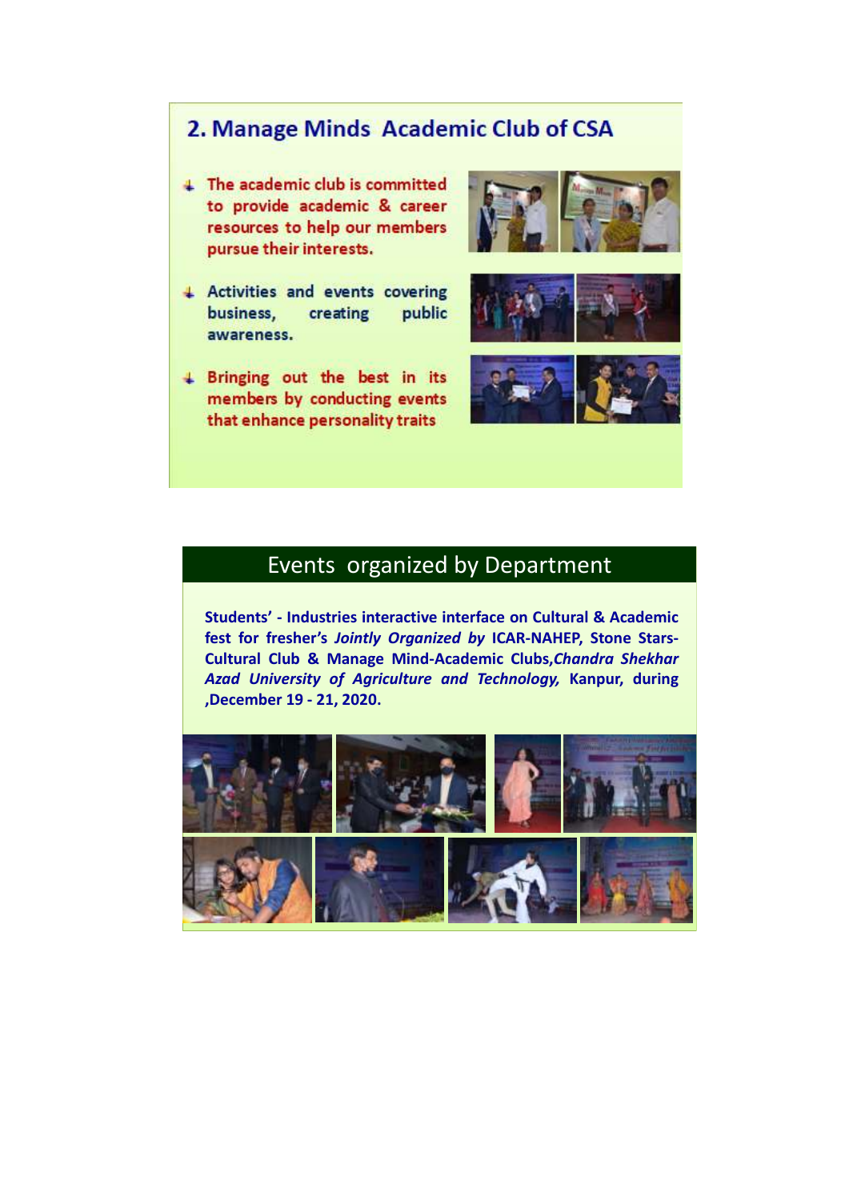## 2. Manage Minds Academic Club of CSA

- The academic club is committed to provide academic & career resources to help our members pursue their interests.
- Activities and events covering business, creating public awareness.
- Bringing out the best in its members by conducting events that enhance personality traits

## Events organized by Department

**Students' - Industries interactive interface on Cultural & Academic fest for fresher's *Jointly Organized by* ICAR-NAHEP, Stone Stars-Cultural Club & Manage Mind-Academic Clubs,*Chandra Shekhar Azad University of Agriculture and Technology,* Kanpur, during ,December 19 - 21, 2020.**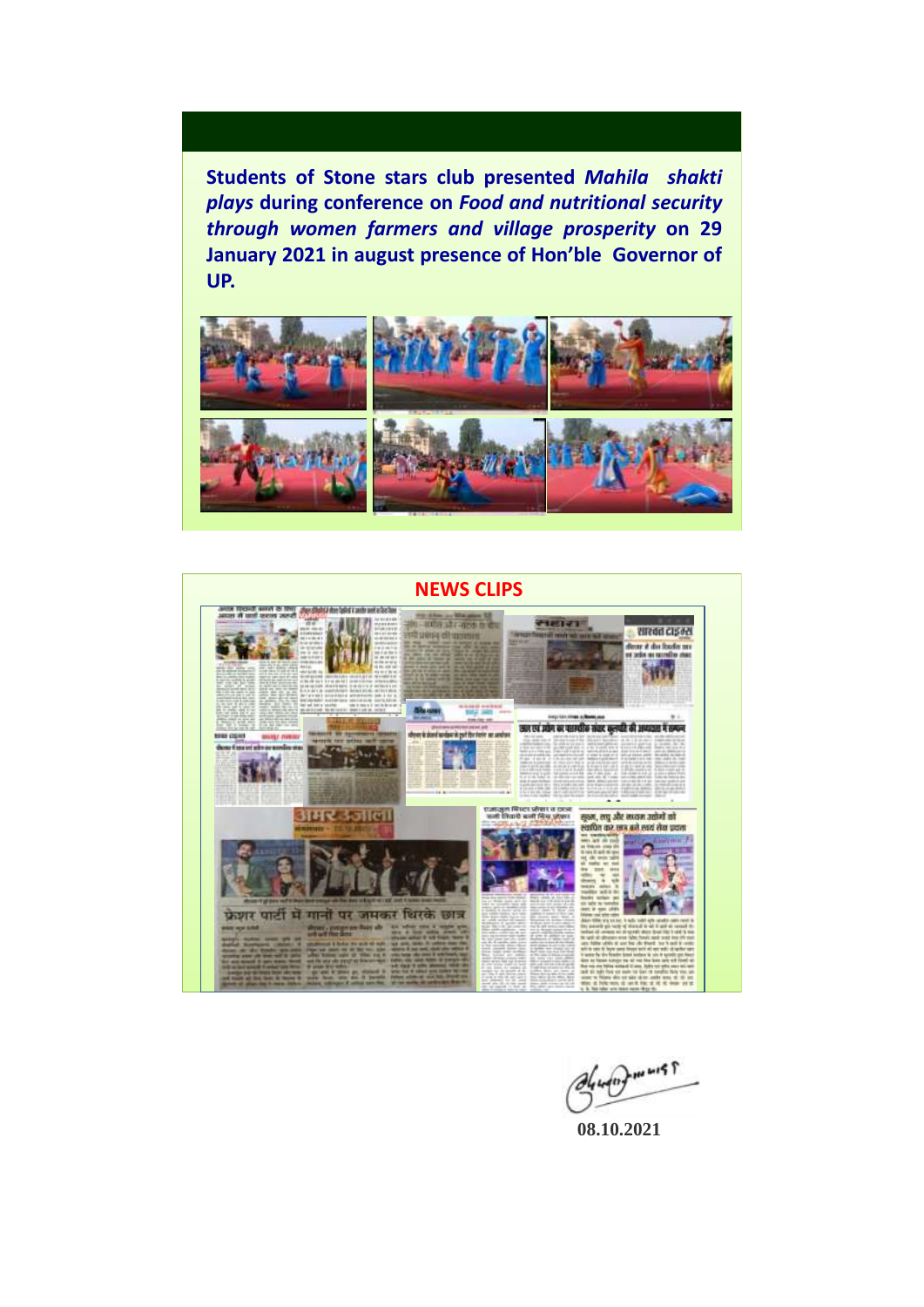**Students of Stone stars club presented *Mahila shakti plays* during conference on *Food and nutritional security through women farmers and village prosperity* on 29 January 2021 in august presence of Hon'ble Governor of UP.**

## NEWS CLIPS

08.10.2021